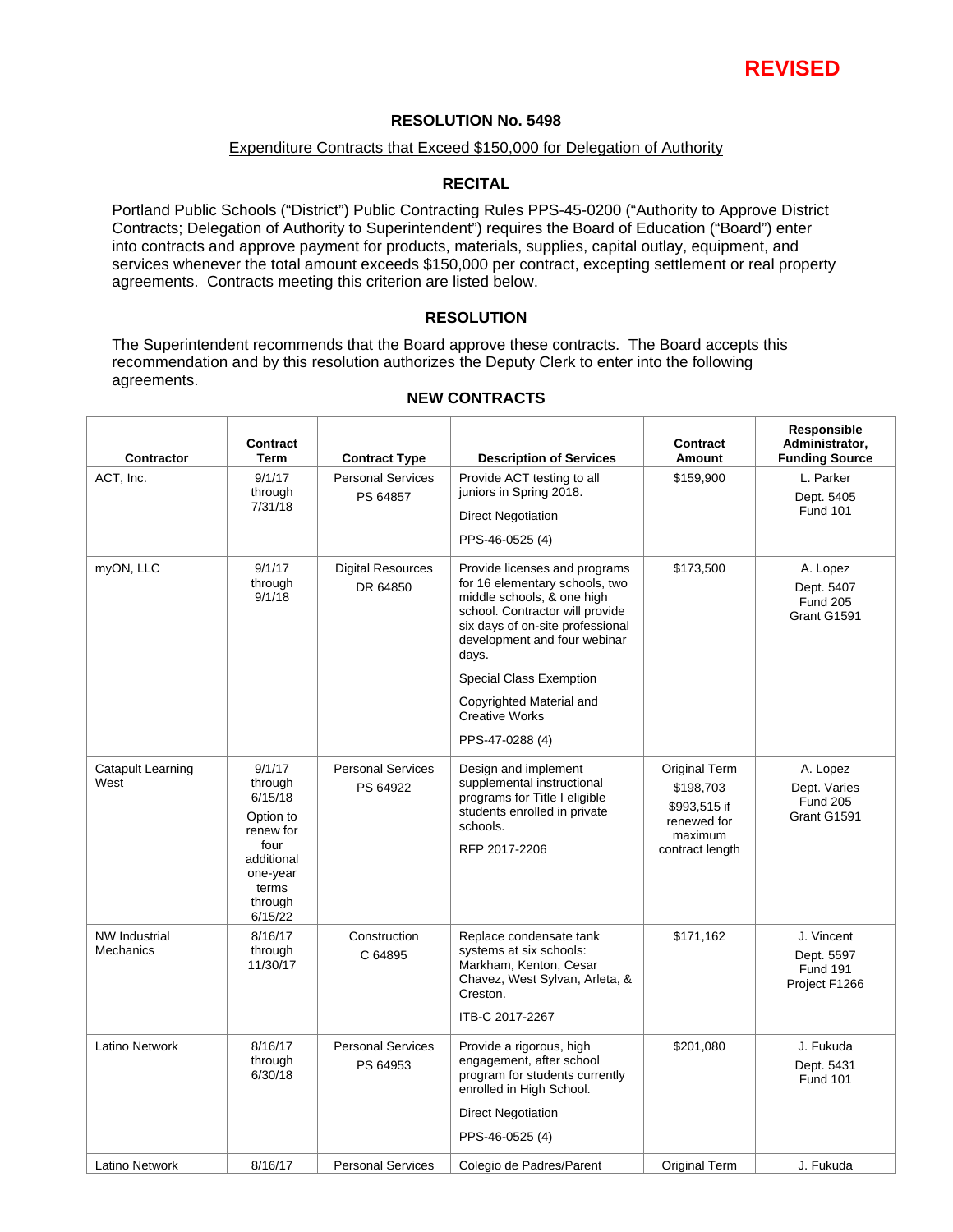**REVISED**

# RESOLUTION No. 5498

## Expenditure Contracts that Exceed $150,000 for Delegation of Authority

### RECITAL

Portland Public Schools ("District") Public Contracting Rules PPS-45-0200 ("Authority to Approve District Contracts; Delegation of Authority to Superintendent") requires the Board of Education ("Board") enter into contracts and approve payment for products, materials, supplies, capital outlay, equipment, and services whenever the total amount exceeds $150,000 per contract, excepting settlement or real property agreements. Contracts meeting this criterion are listed below.

### RESOLUTION

The Superintendent recommends that the Board approve these contracts. The Board accepts this recommendation and by this resolution authorizes the Deputy Clerk to enter into the following agreements.

### NEW CONTRACTS

| Contractor | Contract Term | Contract Type | Description of Services | Contract Amount | Responsible Administrator, Funding Source |
|---|---|---|---|---|---|
| ACT, Inc. | 9/1/17 through 7/31/18 | Personal Services PS 64857 | Provide ACT testing to all juniors in Spring 2018. Direct Negotiation PPS-46-0525 (4) | $159,900 | L. Parker Dept. 5405 Fund 101 |
| myON, LLC | 9/1/17 through 9/1/18 | Digital Resources DR 64850 | Provide licenses and programs for 16 elementary schools, two middle schools, & one high school. Contractor will provide six days of on-site professional development and four webinar days. Special Class Exemption Copyrighted Material and Creative Works PPS-47-0288 (4) | $173,500 | A. Lopez Dept. 5407 Fund 205 Grant G1591 |
| Catapult Learning West | 9/1/17 through 6/15/18 Option to renew for four additional one-year terms through 6/15/22 | Personal Services PS 64922 | Design and implement supplemental instructional programs for Title I eligible students enrolled in private schools. RFP 2017-2206 | Original Term $198,703 $993,515 if renewed for maximum contract length | A. Lopez Dept. Varies Fund 205 Grant G1591 |
| NW Industrial Mechanics | 8/16/17 through 11/30/17 | Construction C 64895 | Replace condensate tank systems at six schools: Markham, Kenton, Cesar Chavez, West Sylvan, Arleta, & Creston. ITB-C 2017-2267 | $171,162 | J. Vincent Dept. 5597 Fund 191 Project F1266 |
| Latino Network | 8/16/17 through 6/30/18 | Personal Services PS 64953 | Provide a rigorous, high engagement, after school program for students currently enrolled in High School. Direct Negotiation PPS-46-0525 (4) | $201,080 | J. Fukuda Dept. 5431 Fund 101 |
| Latino Network | 8/16/17 | Personal Services | Colegio de Padres/Parent | Original Term | J. Fukuda |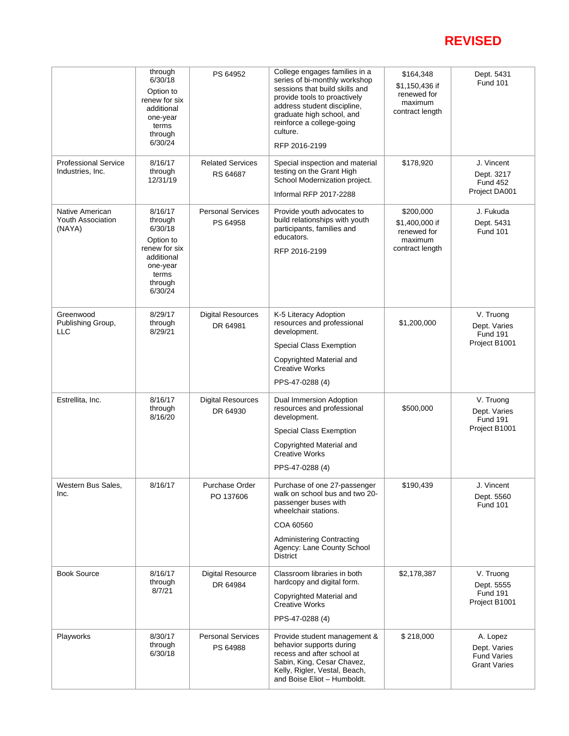**REVISED**

| | | | | | |
|---|---|---|---|---|---|
| | through 6/30/18<br>Option to renew for six additional one-year terms through 6/30/24 | PS 64952 | College engages families in a series of bi-monthly workshop sessions that build skills and provide tools to proactively address student discipline, graduate high school, and reinforce a college-going culture.<br>RFP 2016-2199 | $164,348<br>$1,150,436 if renewed for maximum contract length | Dept. 5431<br>Fund 101 |
| Professional Service Industries, Inc. | 8/16/17 through 12/31/19 | Related Services<br>RS 64687 | Special inspection and material testing on the Grant High School Modernization project.<br>Informal RFP 2017-2288 | $178,920 | J. Vincent<br>Dept. 3217<br>Fund 452<br>Project DA001 |
| Native American Youth Association (NAYA) | 8/16/17 through 6/30/18<br>Option to renew for six additional one-year terms through 6/30/24 | Personal Services<br>PS 64958 | Provide youth advocates to build relationships with youth participants, families and educators.<br>RFP 2016-2199 | $200,000<br>$1,400,000 if renewed for maximum contract length | J. Fukuda<br>Dept. 5431<br>Fund 101 |
| Greenwood Publishing Group, LLC | 8/29/17 through 8/29/21 | Digital Resources<br>DR 64981 | K-5 Literacy Adoption resources and professional development.<br>Special Class Exemption<br>Copyrighted Material and Creative Works<br>PPS-47-0288 (4) | $1,200,000 | V. Truong<br>Dept. Varies<br>Fund 191<br>Project B1001 |
| Estrellita, Inc. | 8/16/17 through 8/16/20 | Digital Resources<br>DR 64930 | Dual Immersion Adoption resources and professional development.<br>Special Class Exemption<br>Copyrighted Material and Creative Works<br>PPS-47-0288 (4) | $500,000 | V. Truong<br>Dept. Varies<br>Fund 191<br>Project B1001 |
| Western Bus Sales, Inc. | 8/16/17 | Purchase Order<br>PO 137606 | Purchase of one 27-passenger walk on school bus and two 20-passenger buses with wheelchair stations.<br>COA 60560<br>Administering Contracting Agency: Lane County School District | $190,439 | J. Vincent<br>Dept. 5560<br>Fund 101 |
| Book Source | 8/16/17 through 8/7/21 | Digital Resource<br>DR 64984 | Classroom libraries in both hardcopy and digital form.<br>Copyrighted Material and Creative Works<br>PPS-47-0288 (4) | $2,178,387 | V. Truong<br>Dept. 5555<br>Fund 191<br>Project B1001 |
| Playworks | 8/30/17 through 6/30/18 | Personal Services<br>PS 64988 | Provide student management & behavior supports during recess and after school at Sabin, King, Cesar Chavez, Kelly, Rigler, Vestal, Beach, and Boise Eliot – Humboldt. | $ 218,000 | A. Lopez<br>Dept. Varies<br>Fund Varies<br>Grant Varies |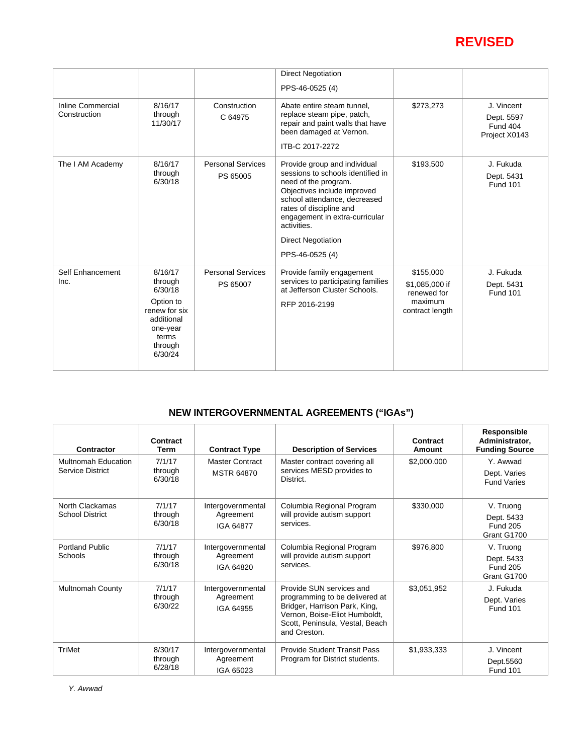**REVISED**

| | | | | | |
|---|---|---|---|---|---|
| | | | Direct Negotiation<br>PPS-46-0525 (4) | | |
| Inline Commercial Construction | 8/16/17 through 11/30/17 | Construction<br>C 64975 | Abate entire steam tunnel, replace steam pipe, patch, repair and paint walls that have been damaged at Vernon.<br>ITB-C 2017-2272 | $273,273 | J. Vincent<br>Dept. 5597<br>Fund 404<br>Project X0143 |
| The I AM Academy | 8/16/17 through 6/30/18 | Personal Services<br>PS 65005 | Provide group and individual sessions to schools identified in need of the program. Objectives include improved school attendance, decreased rates of discipline and engagement in extra-curricular activities.<br>Direct Negotiation<br>PPS-46-0525 (4) | $193,500 | J. Fukuda<br>Dept. 5431<br>Fund 101 |
| Self Enhancement Inc. | 8/16/17 through 6/30/18<br>Option to renew for six additional one-year terms through 6/30/24 | Personal Services<br>PS 65007 | Provide family engagement services to participating families at Jefferson Cluster Schools.<br>RFP 2016-2199 | $155,000<br>$1,085,000 if renewed for maximum contract length | J. Fukuda<br>Dept. 5431<br>Fund 101 |

## NEW INTERGOVERNMENTAL AGREEMENTS ("IGAs")

| Contractor | Contract Term | Contract Type | Description of Services | Contract Amount | Responsible Administrator, Funding Source |
|---|---|---|---|---|---|
| Multnomah Education Service District | 7/1/17 through 6/30/18 | Master Contract<br>MSTR 64870 | Master contract covering all services MESD provides to District. | $2,000.000 | Y. Awwad<br>Dept. Varies<br>Fund Varies |
| North Clackamas School District | 7/1/17 through 6/30/18 | Intergovernmental Agreement<br>IGA 64877 | Columbia Regional Program will provide autism support services. | $330,000 | V. Truong<br>Dept. 5433<br>Fund 205<br>Grant G1700 |
| Portland Public Schools | 7/1/17 through 6/30/18 | Intergovernmental Agreement<br>IGA 64820 | Columbia Regional Program will provide autism support services. | $976,800 | V. Truong<br>Dept. 5433<br>Fund 205<br>Grant G1700 |
| Multnomah County | 7/1/17 through 6/30/22 | Intergovernmental Agreement<br>IGA 64955 | Provide SUN services and programming to be delivered at Bridger, Harrison Park, King, Vernon, Boise-Eliot Humboldt, Scott, Peninsula, Vestal, Beach and Creston. | $3,051,952 | J. Fukuda<br>Dept. Varies<br>Fund 101 |
| TriMet | 8/30/17 through 6/28/18 | Intergovernmental Agreement<br>IGA 65023 | Provide Student Transit Pass Program for District students. | $1,933,333 | J. Vincent<br>Dept.5560<br>Fund 101 |

*Y. Awwad*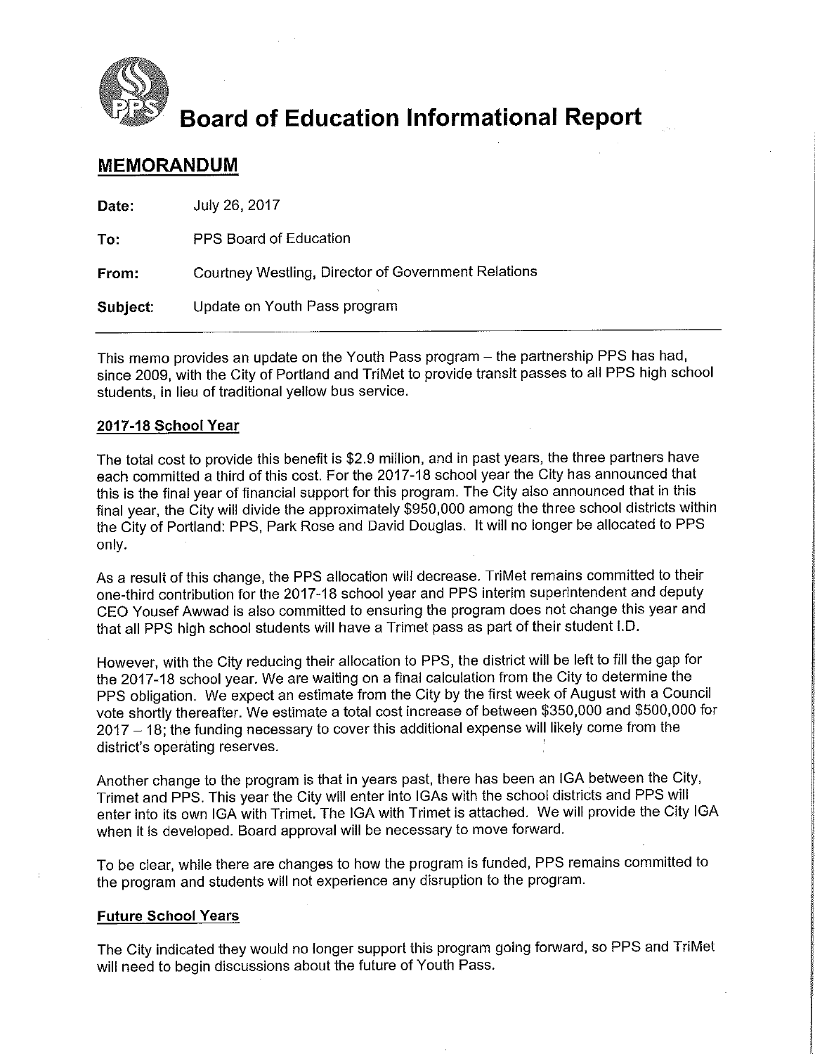# Board of Education Informational Report

## MEMORANDUM

**Date:** July 26, 2017

**To:** PPS Board of Education

**From:** Courtney Westling, Director of Government Relations

**Subject:** Update on Youth Pass program

---

This memo provides an update on the Youth Pass program – the partnership PPS has had, since 2009, with the City of Portland and TriMet to provide transit passes to all PPS high school students, in lieu of traditional yellow bus service.

**2017-18 School Year**

The total cost to provide this benefit is $2.9 million, and in past years, the three partners have each committed a third of this cost. For the 2017-18 school year the City has announced that this is the final year of financial support for this program. The City also announced that in this final year, the City will divide the approximately $950,000 among the three school districts within the City of Portland: PPS, Park Rose and David Douglas. It will no longer be allocated to PPS only.

As a result of this change, the PPS allocation will decrease. TriMet remains committed to their one-third contribution for the 2017-18 school year and PPS interim superintendent and deputy CEO Yousef Awwad is also committed to ensuring the program does not change this year and that all PPS high school students will have a Trimet pass as part of their student I.D.

However, with the City reducing their allocation to PPS, the district will be left to fill the gap for the 2017-18 school year. We are waiting on a final calculation from the City to determine the PPS obligation. We expect an estimate from the City by the first week of August with a Council vote shortly thereafter. We estimate a total cost increase of between $350,000 and $500,000 for 2017 – 18; the funding necessary to cover this additional expense will likely come from the district's operating reserves.

Another change to the program is that in years past, there has been an IGA between the City, Trimet and PPS. This year the City will enter into IGAs with the school districts and PPS will enter into its own IGA with Trimet. The IGA with Trimet is attached. We will provide the City IGA when it is developed. Board approval will be necessary to move forward.

To be clear, while there are changes to how the program is funded, PPS remains committed to the program and students will not experience any disruption to the program.

**Future School Years**

The City indicated they would no longer support this program going forward, so PPS and TriMet will need to begin discussions about the future of Youth Pass.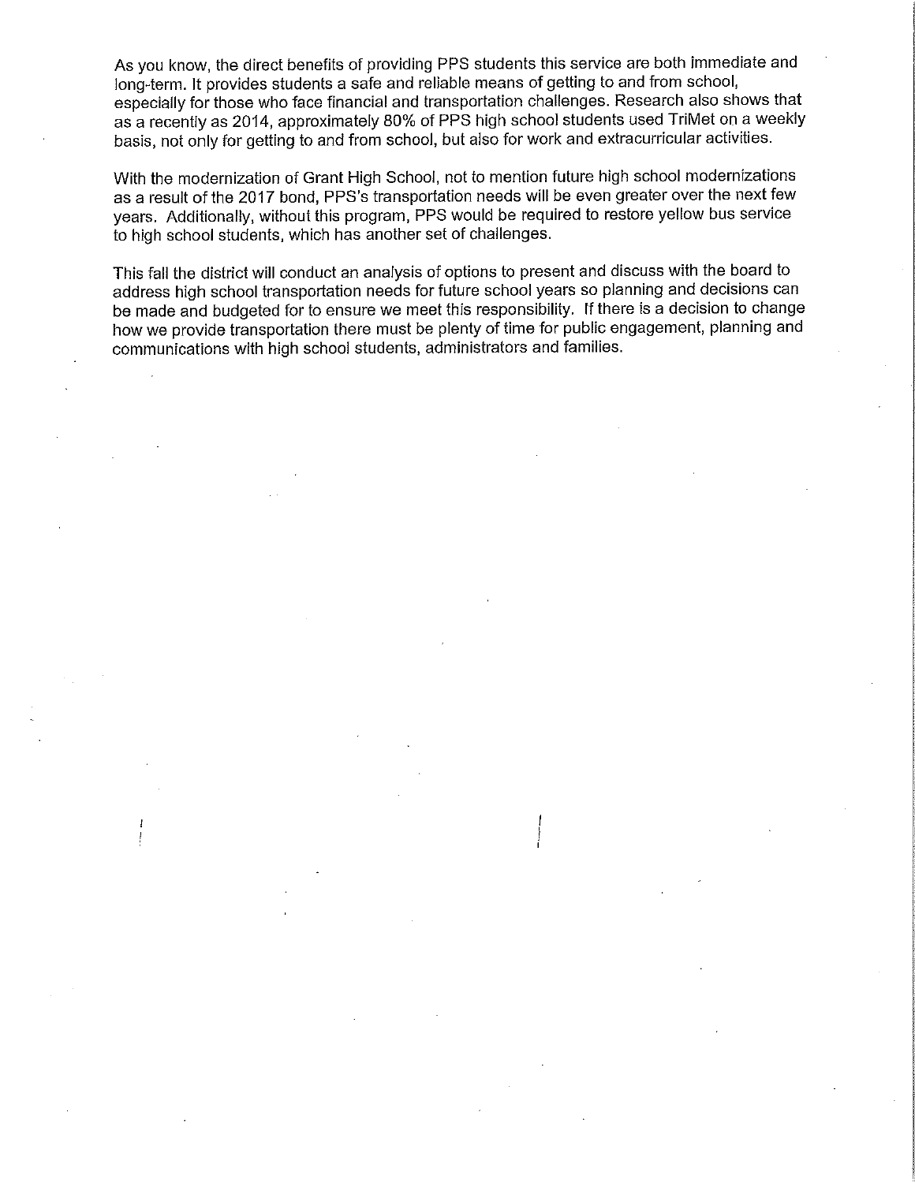As you know, the direct benefits of providing PPS students this service are both immediate and long-term. It provides students a safe and reliable means of getting to and from school, especially for those who face financial and transportation challenges. Research also shows that as a recently as 2014, approximately 80% of PPS high school students used TriMet on a weekly basis, not only for getting to and from school, but also for work and extracurricular activities.

With the modernization of Grant High School, not to mention future high school modernizations as a result of the 2017 bond, PPS's transportation needs will be even greater over the next few years. Additionally, without this program, PPS would be required to restore yellow bus service to high school students, which has another set of challenges.

This fall the district will conduct an analysis of options to present and discuss with the board to address high school transportation needs for future school years so planning and decisions can be made and budgeted for to ensure we meet this responsibility. If there is a decision to change how we provide transportation there must be plenty of time for public engagement, planning and communications with high school students, administrators and families.